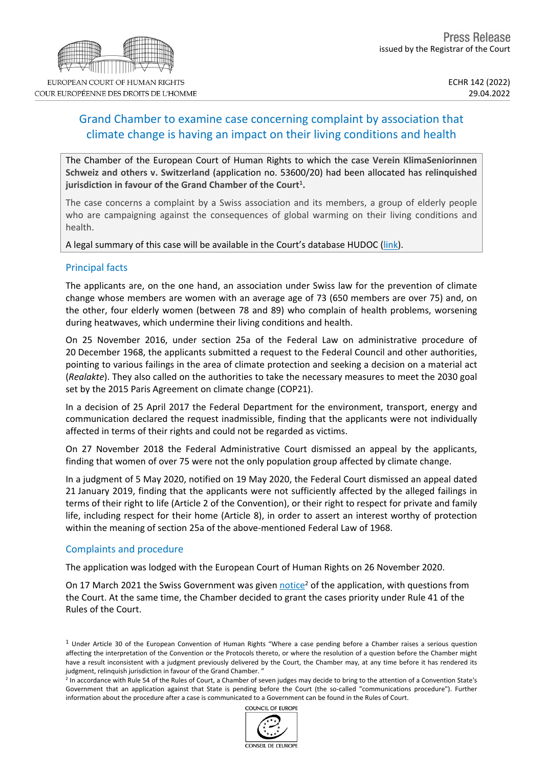Press Release
issued by the Registrar of the Court

ECHR 142 (2022)
29.04.2022

# Grand Chamber to examine case concerning complaint by association that climate change is having an impact on their living conditions and health

**The Chamber of the European Court of Human Rights to which the case Verein KlimaSeniorinnen Schweiz and others v. Switzerland (application no. 53600/20) had been allocated has relinquished jurisdiction in favour of the Grand Chamber of the Court[1].**

The case concerns a complaint by a Swiss association and its members, a group of elderly people who are campaigning against the consequences of global warming on their living conditions and health.

A legal summary of this case will be available in the Court's database HUDOC (link).

## Principal facts

The applicants are, on the one hand, an association under Swiss law for the prevention of climate change whose members are women with an average age of 73 (650 members are over 75) and, on the other, four elderly women (between 78 and 89) who complain of health problems, worsening during heatwaves, which undermine their living conditions and health.

On 25 November 2016, under section 25a of the Federal Law on administrative procedure of 20 December 1968, the applicants submitted a request to the Federal Council and other authorities, pointing to various failings in the area of climate protection and seeking a decision on a material act (*Realakte*). They also called on the authorities to take the necessary measures to meet the 2030 goal set by the 2015 Paris Agreement on climate change (COP21).

In a decision of 25 April 2017 the Federal Department for the environment, transport, energy and communication declared the request inadmissible, finding that the applicants were not individually affected in terms of their rights and could not be regarded as victims.

On 27 November 2018 the Federal Administrative Court dismissed an appeal by the applicants, finding that women of over 75 were not the only population group affected by climate change.

In a judgment of 5 May 2020, notified on 19 May 2020, the Federal Court dismissed an appeal dated 21 January 2019, finding that the applicants were not sufficiently affected by the alleged failings in terms of their right to life (Article 2 of the Convention), or their right to respect for private and family life, including respect for their home (Article 8), in order to assert an interest worthy of protection within the meaning of section 25a of the above-mentioned Federal Law of 1968.

## Complaints and procedure

The application was lodged with the European Court of Human Rights on 26 November 2020.

On 17 March 2021 the Swiss Government was given notice[2] of the application, with questions from the Court. At the same time, the Chamber decided to grant the cases priority under Rule 41 of the Rules of the Court.

[1] Under Article 30 of the European Convention of Human Rights "Where a case pending before a Chamber raises a serious question affecting the interpretation of the Convention or the Protocols thereto, or where the resolution of a question before the Chamber might have a result inconsistent with a judgment previously delivered by the Court, the Chamber may, at any time before it has rendered its judgment, relinquish jurisdiction in favour of the Grand Chamber. "

[2] In accordance with Rule 54 of the Rules of Court, a Chamber of seven judges may decide to bring to the attention of a Convention State's Government that an application against that State is pending before the Court (the so-called "communications procedure"). Further information about the procedure after a case is communicated to a Government can be found in the Rules of Court.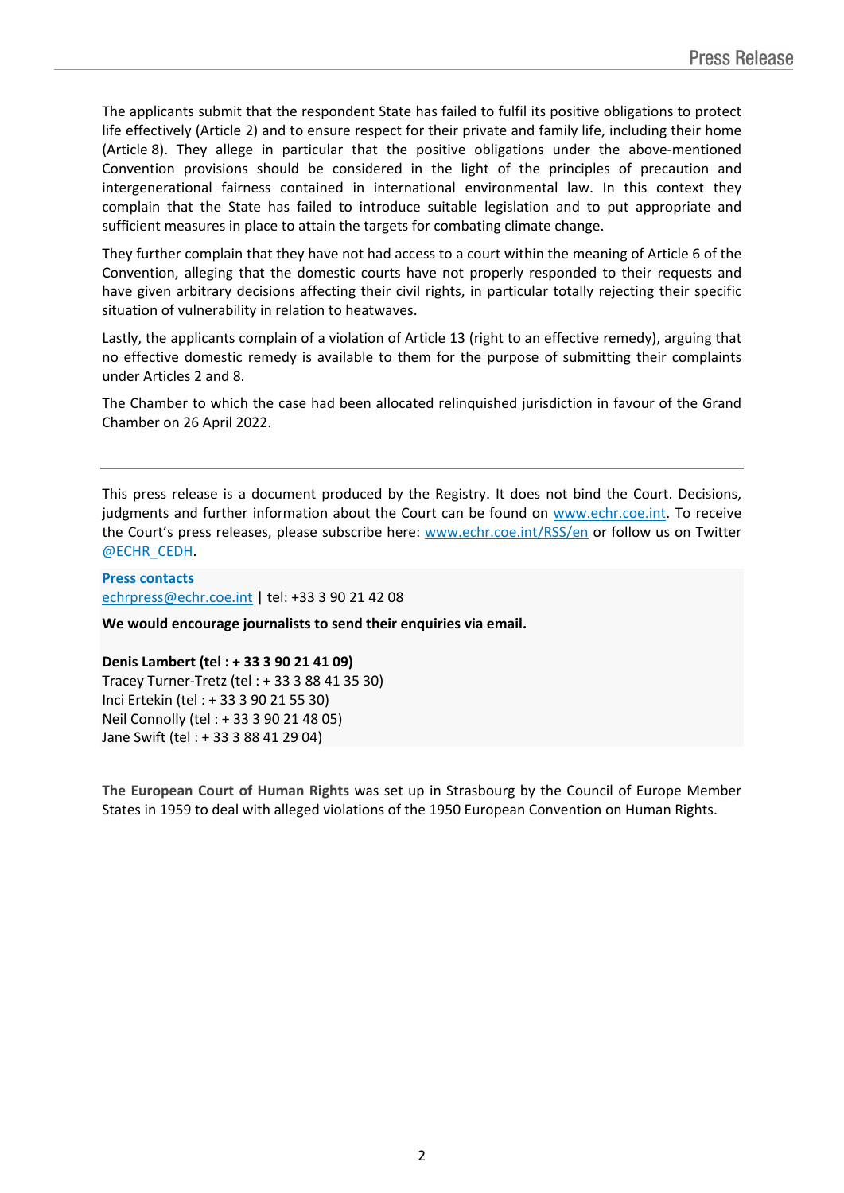The applicants submit that the respondent State has failed to fulfil its positive obligations to protect life effectively (Article 2) and to ensure respect for their private and family life, including their home (Article 8). They allege in particular that the positive obligations under the above-mentioned Convention provisions should be considered in the light of the principles of precaution and intergenerational fairness contained in international environmental law. In this context they complain that the State has failed to introduce suitable legislation and to put appropriate and sufficient measures in place to attain the targets for combating climate change.

They further complain that they have not had access to a court within the meaning of Article 6 of the Convention, alleging that the domestic courts have not properly responded to their requests and have given arbitrary decisions affecting their civil rights, in particular totally rejecting their specific situation of vulnerability in relation to heatwaves.

Lastly, the applicants complain of a violation of Article 13 (right to an effective remedy), arguing that no effective domestic remedy is available to them for the purpose of submitting their complaints under Articles 2 and 8.

The Chamber to which the case had been allocated relinquished jurisdiction in favour of the Grand Chamber on 26 April 2022.

---

This press release is a document produced by the Registry. It does not bind the Court. Decisions, judgments and further information about the Court can be found on www.echr.coe.int. To receive the Court's press releases, please subscribe here: www.echr.coe.int/RSS/en or follow us on Twitter @ECHR_CEDH.

**Press contacts**
echrpress@echr.coe.int | tel: +33 3 90 21 42 08

**We would encourage journalists to send their enquiries via email.**

**Denis Lambert (tel : + 33 3 90 21 41 09)**
Tracey Turner-Tretz (tel : + 33 3 88 41 35 30)
Inci Ertekin (tel : + 33 3 90 21 55 30)
Neil Connolly (tel : + 33 3 90 21 48 05)
Jane Swift (tel : + 33 3 88 41 29 04)

**The European Court of Human Rights** was set up in Strasbourg by the Council of Europe Member States in 1959 to deal with alleged violations of the 1950 European Convention on Human Rights.